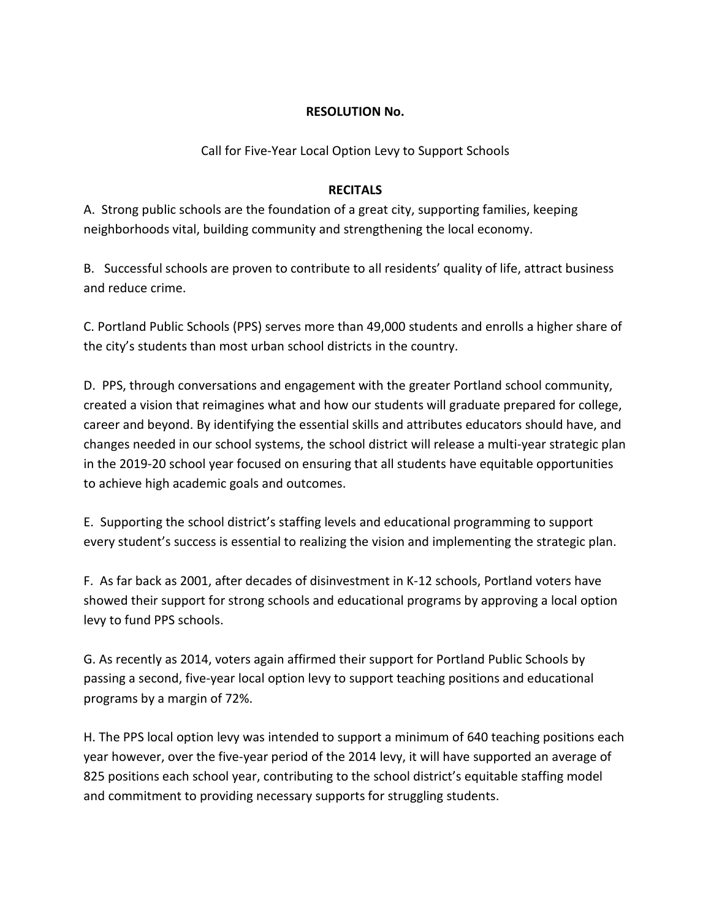**RESOLUTION No.**

Call for Five-Year Local Option Levy to Support Schools

**RECITALS**

A. Strong public schools are the foundation of a great city, supporting families, keeping neighborhoods vital, building community and strengthening the local economy.

B. Successful schools are proven to contribute to all residents' quality of life, attract business and reduce crime.

C. Portland Public Schools (PPS) serves more than 49,000 students and enrolls a higher share of the city's students than most urban school districts in the country.

D. PPS, through conversations and engagement with the greater Portland school community, created a vision that reimagines what and how our students will graduate prepared for college, career and beyond. By identifying the essential skills and attributes educators should have, and changes needed in our school systems, the school district will release a multi-year strategic plan in the 2019-20 school year focused on ensuring that all students have equitable opportunities to achieve high academic goals and outcomes.

E. Supporting the school district's staffing levels and educational programming to support every student's success is essential to realizing the vision and implementing the strategic plan.

F. As far back as 2001, after decades of disinvestment in K-12 schools, Portland voters have showed their support for strong schools and educational programs by approving a local option levy to fund PPS schools.

G. As recently as 2014, voters again affirmed their support for Portland Public Schools by passing a second, five-year local option levy to support teaching positions and educational programs by a margin of 72%.

H. The PPS local option levy was intended to support a minimum of 640 teaching positions each year however, over the five-year period of the 2014 levy, it will have supported an average of 825 positions each school year, contributing to the school district's equitable staffing model and commitment to providing necessary supports for struggling students.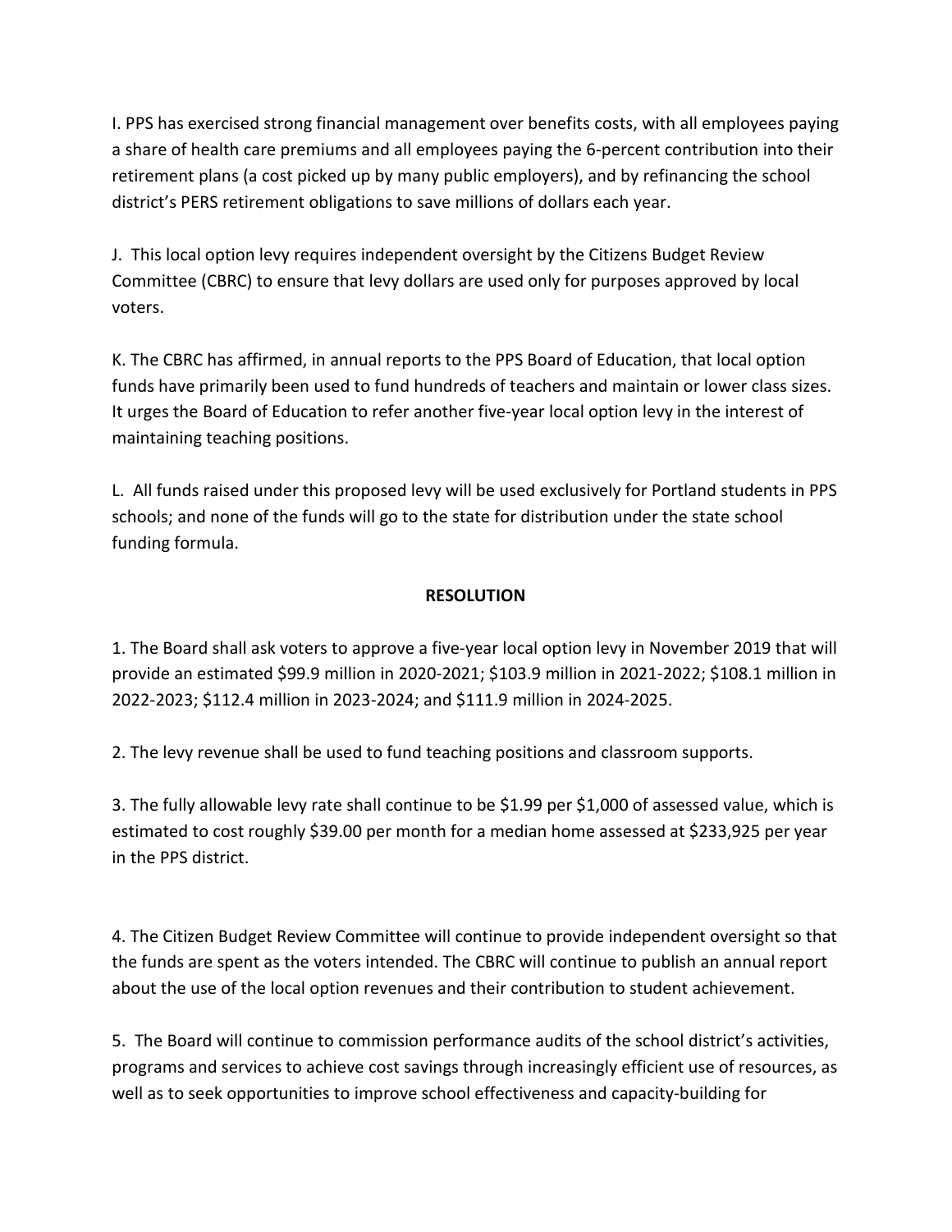I. PPS has exercised strong financial management over benefits costs, with all employees paying a share of health care premiums and all employees paying the 6-percent contribution into their retirement plans (a cost picked up by many public employers), and by refinancing the school district's PERS retirement obligations to save millions of dollars each year.

J. This local option levy requires independent oversight by the Citizens Budget Review Committee (CBRC) to ensure that levy dollars are used only for purposes approved by local voters.

K. The CBRC has affirmed, in annual reports to the PPS Board of Education, that local option funds have primarily been used to fund hundreds of teachers and maintain or lower class sizes. It urges the Board of Education to refer another five-year local option levy in the interest of maintaining teaching positions.

L. All funds raised under this proposed levy will be used exclusively for Portland students in PPS schools; and none of the funds will go to the state for distribution under the state school funding formula.

**RESOLUTION**

1. The Board shall ask voters to approve a five-year local option levy in November 2019 that will provide an estimated $99.9 million in 2020-2021; $103.9 million in 2021-2022; $108.1 million in 2022-2023; $112.4 million in 2023-2024; and $111.9 million in 2024-2025.

2. The levy revenue shall be used to fund teaching positions and classroom supports.

3. The fully allowable levy rate shall continue to be $1.99 per $1,000 of assessed value, which is estimated to cost roughly $39.00 per month for a median home assessed at $233,925 per year in the PPS district.

4. The Citizen Budget Review Committee will continue to provide independent oversight so that the funds are spent as the voters intended. The CBRC will continue to publish an annual report about the use of the local option revenues and their contribution to student achievement.

5. The Board will continue to commission performance audits of the school district's activities, programs and services to achieve cost savings through increasingly efficient use of resources, as well as to seek opportunities to improve school effectiveness and capacity-building for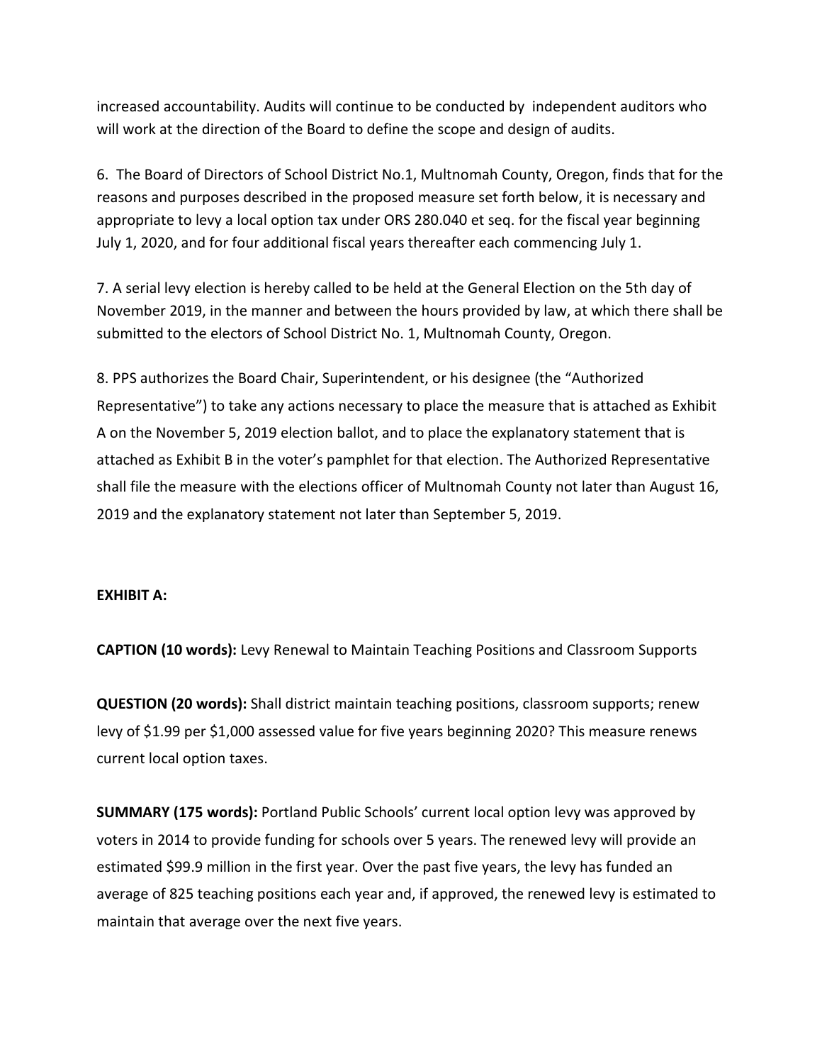increased accountability. Audits will continue to be conducted by independent auditors who will work at the direction of the Board to define the scope and design of audits.

6. The Board of Directors of School District No.1, Multnomah County, Oregon, finds that for the reasons and purposes described in the proposed measure set forth below, it is necessary and appropriate to levy a local option tax under ORS 280.040 et seq. for the fiscal year beginning July 1, 2020, and for four additional fiscal years thereafter each commencing July 1.

7. A serial levy election is hereby called to be held at the General Election on the 5th day of November 2019, in the manner and between the hours provided by law, at which there shall be submitted to the electors of School District No. 1, Multnomah County, Oregon.

8. PPS authorizes the Board Chair, Superintendent, or his designee (the "Authorized Representative") to take any actions necessary to place the measure that is attached as Exhibit A on the November 5, 2019 election ballot, and to place the explanatory statement that is attached as Exhibit B in the voter's pamphlet for that election. The Authorized Representative shall file the measure with the elections officer of Multnomah County not later than August 16, 2019 and the explanatory statement not later than September 5, 2019.

**EXHIBIT A:**

**CAPTION (10 words):** Levy Renewal to Maintain Teaching Positions and Classroom Supports

**QUESTION (20 words):** Shall district maintain teaching positions, classroom supports; renew levy of $1.99 per $1,000 assessed value for five years beginning 2020? This measure renews current local option taxes.

**SUMMARY (175 words):** Portland Public Schools' current local option levy was approved by voters in 2014 to provide funding for schools over 5 years. The renewed levy will provide an estimated $99.9 million in the first year. Over the past five years, the levy has funded an average of 825 teaching positions each year and, if approved, the renewed levy is estimated to maintain that average over the next five years.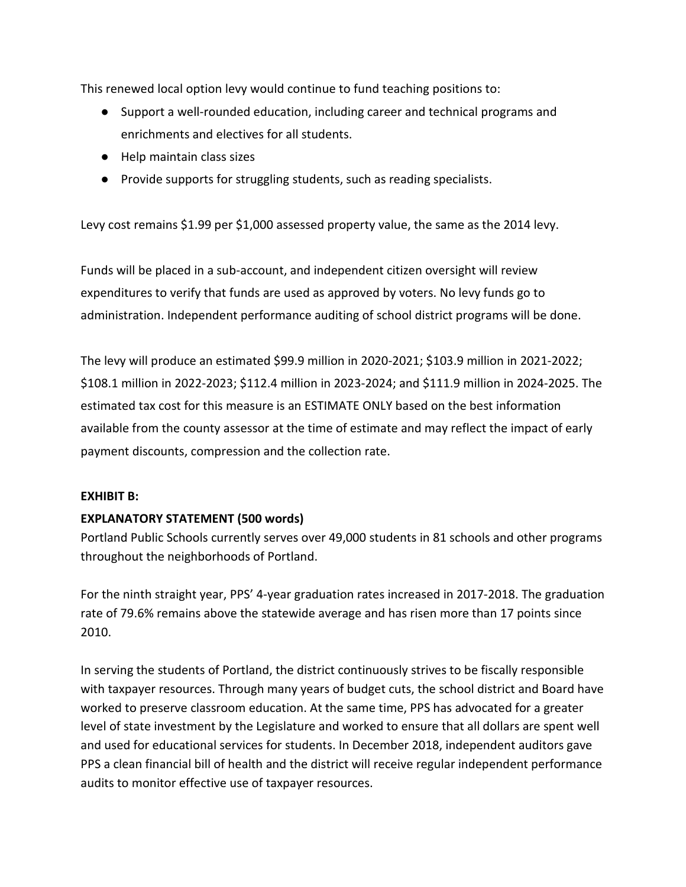This renewed local option levy would continue to fund teaching positions to:

- Support a well-rounded education, including career and technical programs and enrichments and electives for all students.
- Help maintain class sizes
- Provide supports for struggling students, such as reading specialists.

Levy cost remains $1.99 per $1,000 assessed property value, the same as the 2014 levy.

Funds will be placed in a sub-account, and independent citizen oversight will review expenditures to verify that funds are used as approved by voters. No levy funds go to administration. Independent performance auditing of school district programs will be done.

The levy will produce an estimated $99.9 million in 2020-2021; $103.9 million in 2021-2022; $108.1 million in 2022-2023; $112.4 million in 2023-2024; and $111.9 million in 2024-2025. The estimated tax cost for this measure is an ESTIMATE ONLY based on the best information available from the county assessor at the time of estimate and may reflect the impact of early payment discounts, compression and the collection rate.

**EXHIBIT B:**

**EXPLANATORY STATEMENT (500 words)**

Portland Public Schools currently serves over 49,000 students in 81 schools and other programs throughout the neighborhoods of Portland.

For the ninth straight year, PPS' 4-year graduation rates increased in 2017-2018. The graduation rate of 79.6% remains above the statewide average and has risen more than 17 points since 2010.

In serving the students of Portland, the district continuously strives to be fiscally responsible with taxpayer resources. Through many years of budget cuts, the school district and Board have worked to preserve classroom education. At the same time, PPS has advocated for a greater level of state investment by the Legislature and worked to ensure that all dollars are spent well and used for educational services for students. In December 2018, independent auditors gave PPS a clean financial bill of health and the district will receive regular independent performance audits to monitor effective use of taxpayer resources.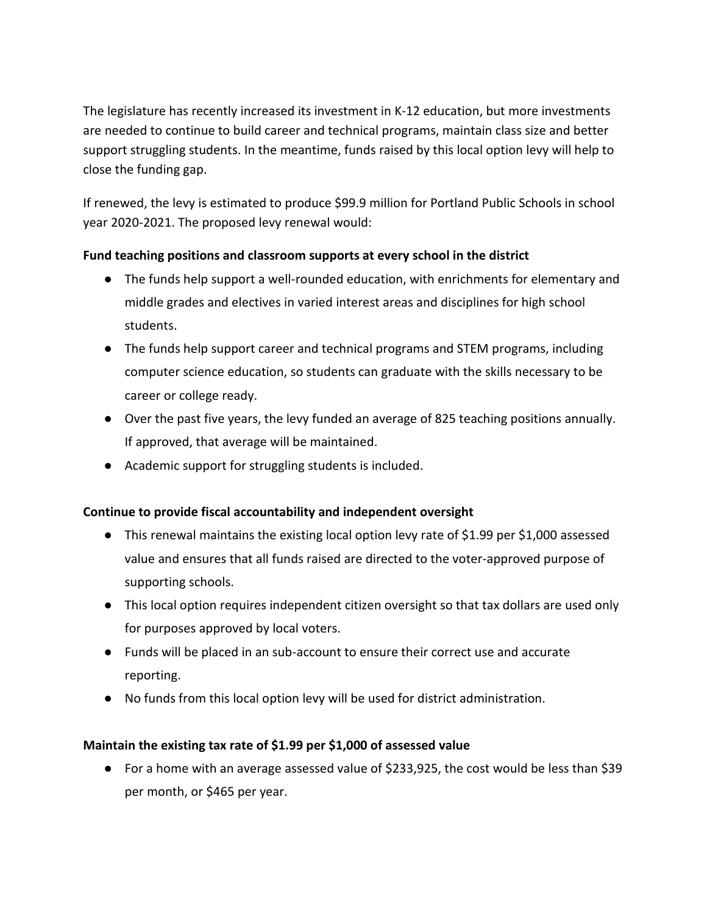The legislature has recently increased its investment in K-12 education, but more investments are needed to continue to build career and technical programs, maintain class size and better support struggling students. In the meantime, funds raised by this local option levy will help to close the funding gap.

If renewed, the levy is estimated to produce $99.9 million for Portland Public Schools in school year 2020-2021. The proposed levy renewal would:

**Fund teaching positions and classroom supports at every school in the district**

- The funds help support a well-rounded education, with enrichments for elementary and middle grades and electives in varied interest areas and disciplines for high school students.
- The funds help support career and technical programs and STEM programs, including computer science education, so students can graduate with the skills necessary to be career or college ready.
- Over the past five years, the levy funded an average of 825 teaching positions annually. If approved, that average will be maintained.
- Academic support for struggling students is included.

**Continue to provide fiscal accountability and independent oversight**

- This renewal maintains the existing local option levy rate of $1.99 per $1,000 assessed value and ensures that all funds raised are directed to the voter-approved purpose of supporting schools.
- This local option requires independent citizen oversight so that tax dollars are used only for purposes approved by local voters.
- Funds will be placed in an sub-account to ensure their correct use and accurate reporting.
- No funds from this local option levy will be used for district administration.

**Maintain the existing tax rate of $1.99 per $1,000 of assessed value**

- For a home with an average assessed value of $233,925, the cost would be less than $39 per month, or $465 per year.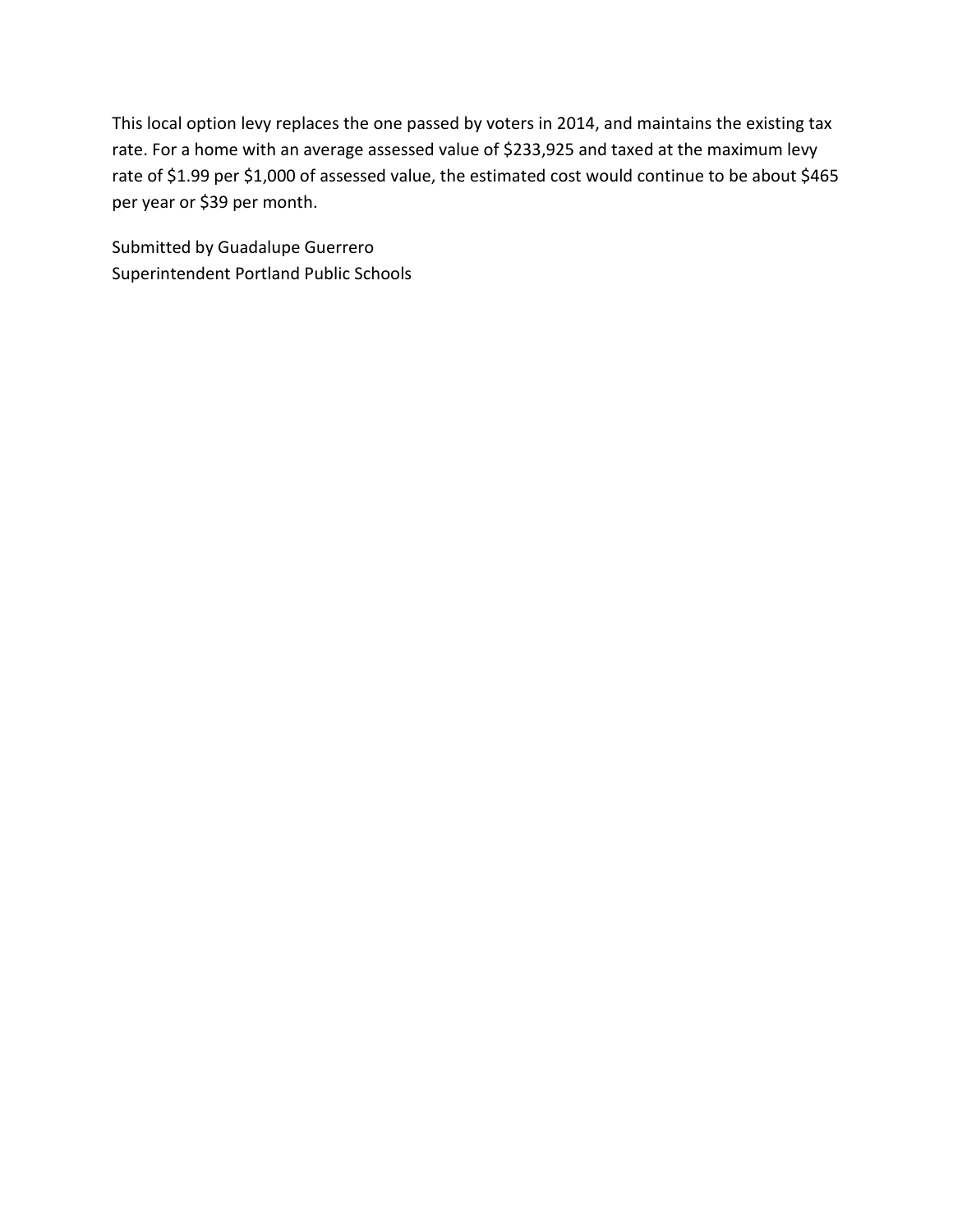This local option levy replaces the one passed by voters in 2014, and maintains the existing tax rate. For a home with an average assessed value of $233,925 and taxed at the maximum levy rate of $1.99 per $1,000 of assessed value, the estimated cost would continue to be about $465 per year or $39 per month.

Submitted by Guadalupe Guerrero
Superintendent Portland Public Schools